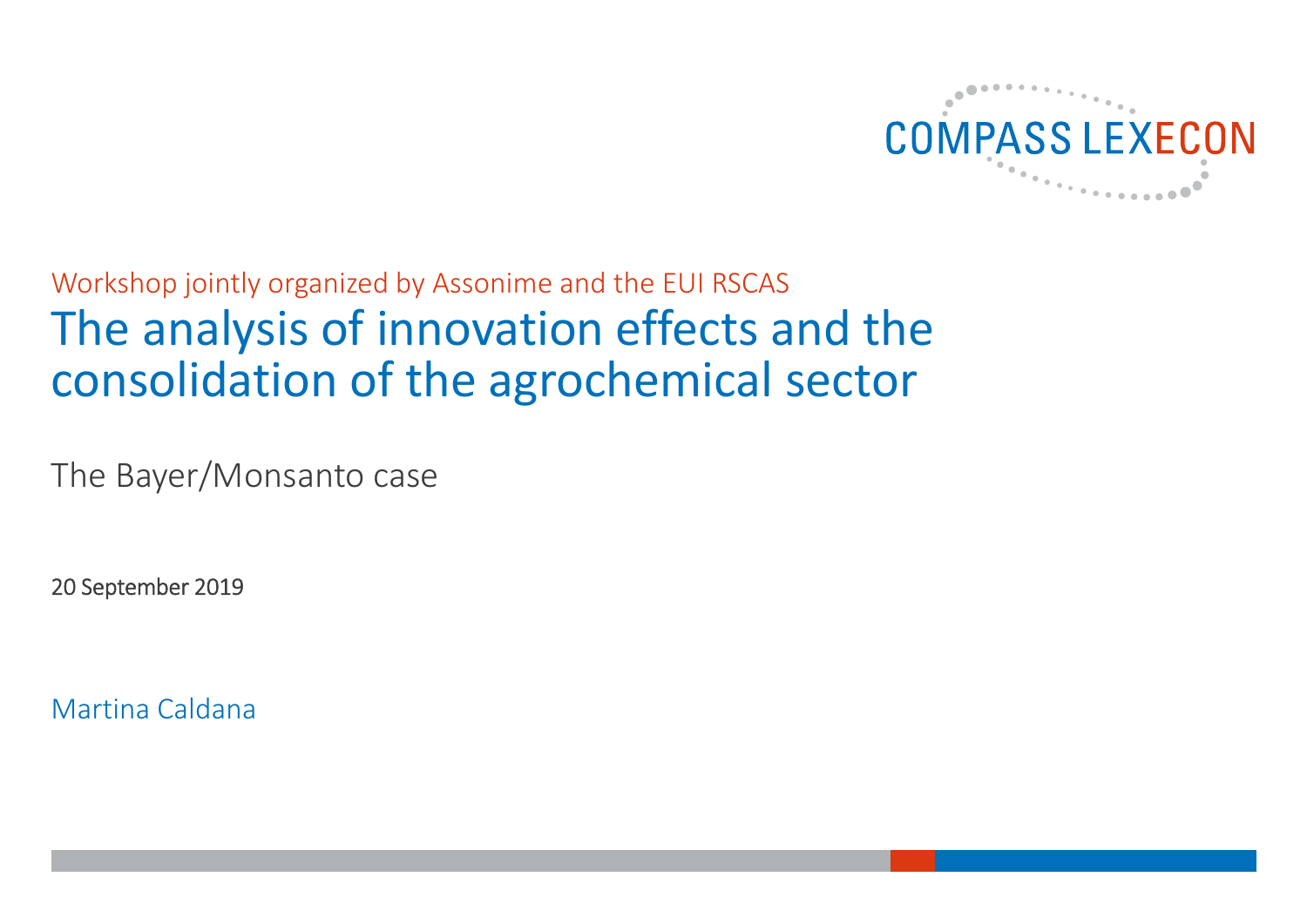COMPASS LEXECON

Workshop jointly organized by Assonime and the EUI RSCAS

# The analysis of innovation effects and the consolidation of the agrochemical sector

## The Bayer/Monsanto case

20 September 2019

Martina Caldana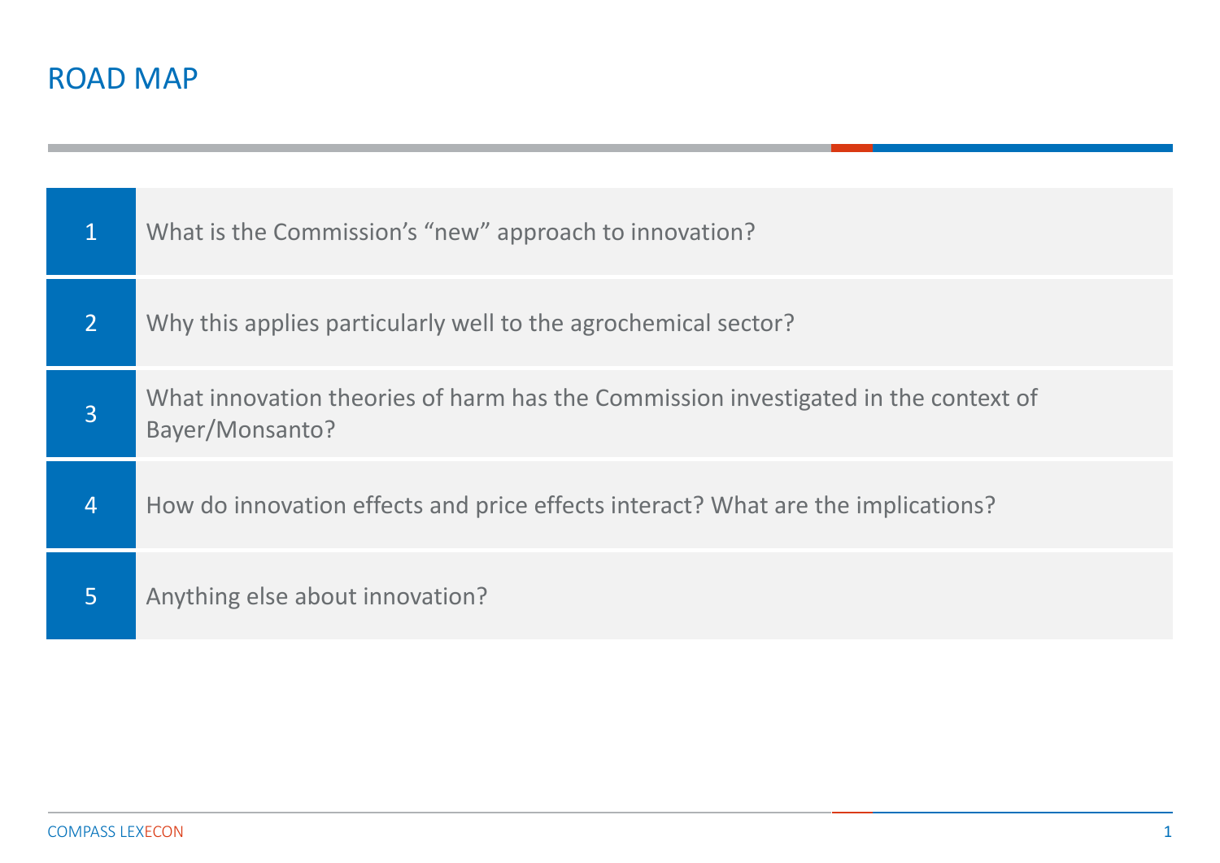# ROAD MAP

1. What is the Commission's "new" approach to innovation?
2. Why this applies particularly well to the agrochemical sector?
3. What innovation theories of harm has the Commission investigated in the context of Bayer/Monsanto?
4. How do innovation effects and price effects interact? What are the implications?
5. Anything else about innovation?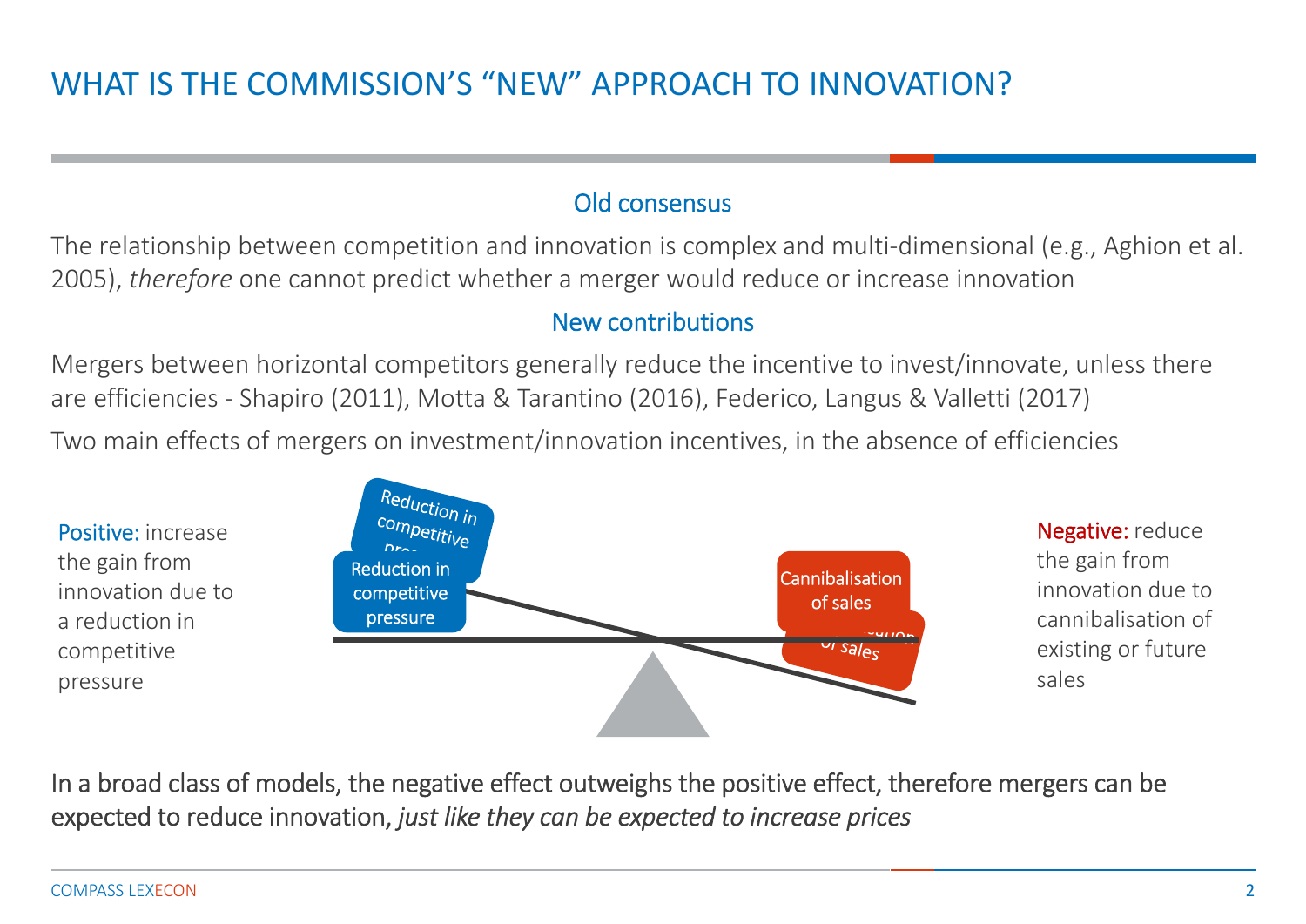# WHAT IS THE COMMISSION'S "NEW" APPROACH TO INNOVATION?

## Old consensus

The relationship between competition and innovation is complex and multi-dimensional (e.g., Aghion et al. 2005), *therefore* one cannot predict whether a merger would reduce or increase innovation

## New contributions

Mergers between horizontal competitors generally reduce the incentive to invest/innovate, unless there are efficiencies - Shapiro (2011), Motta & Tarantino (2016), Federico, Langus & Valletti (2017)

Two main effects of mergers on investment/innovation incentives, in the absence of efficiencies

Positive: increase the gain from innovation due to a reduction in competitive pressure

Reduction in competitive pressure

Cannibalisation of sales

Negative: reduce the gain from innovation due to cannibalisation of existing or future sales

In a broad class of models, the negative effect outweighs the positive effect, therefore mergers can be expected to reduce innovation, *just like they can be expected to increase prices*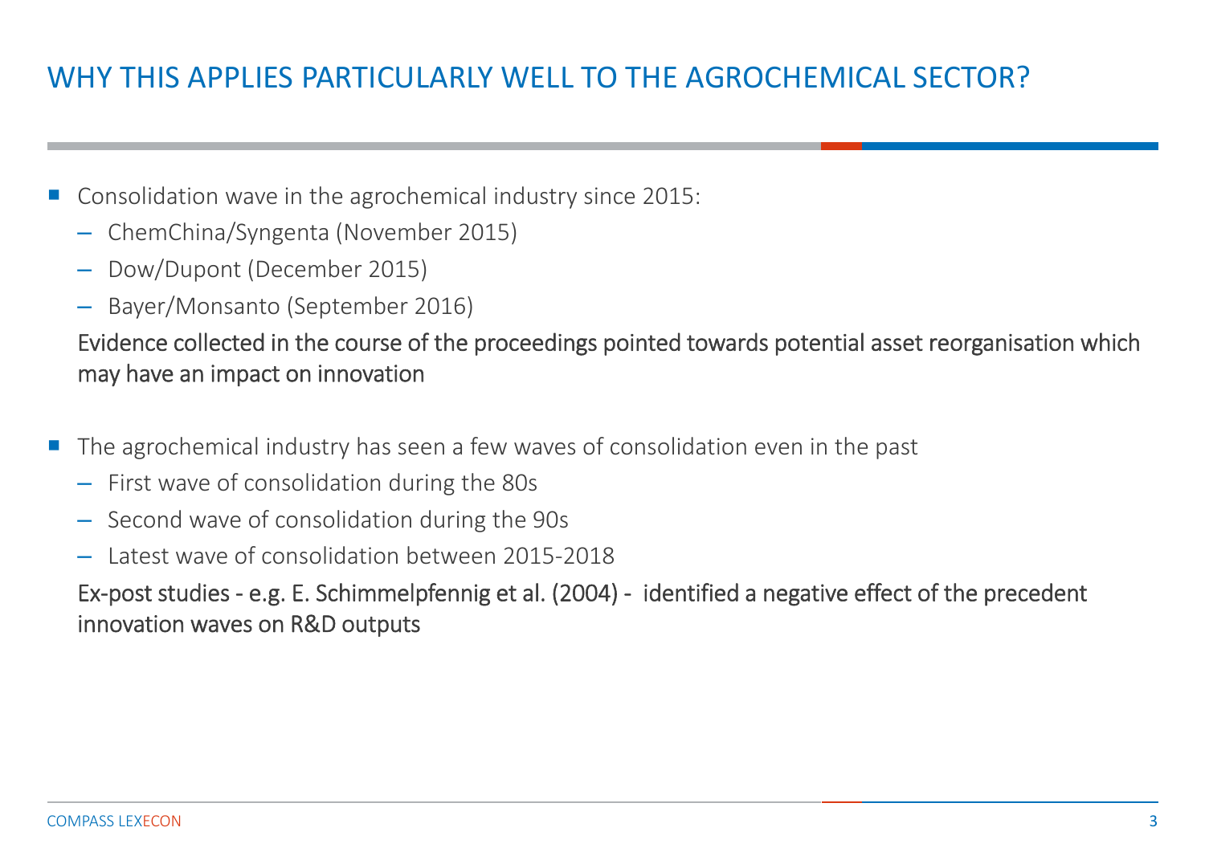## WHY THIS APPLIES PARTICULARLY WELL TO THE AGROCHEMICAL SECTOR?

- Consolidation wave in the agrochemical industry since 2015:
  - ChemChina/Syngenta (November 2015)
  - Dow/Dupont (December 2015)
  - Bayer/Monsanto (September 2016)

  Evidence collected in the course of the proceedings pointed towards potential asset reorganisation which may have an impact on innovation

- The agrochemical industry has seen a few waves of consolidation even in the past
  - First wave of consolidation during the 80s
  - Second wave of consolidation during the 90s
  - Latest wave of consolidation between 2015-2018

  Ex-post studies - e.g. E. Schimmelpfennig et al. (2004) - identified a negative effect of the precedent innovation waves on R&D outputs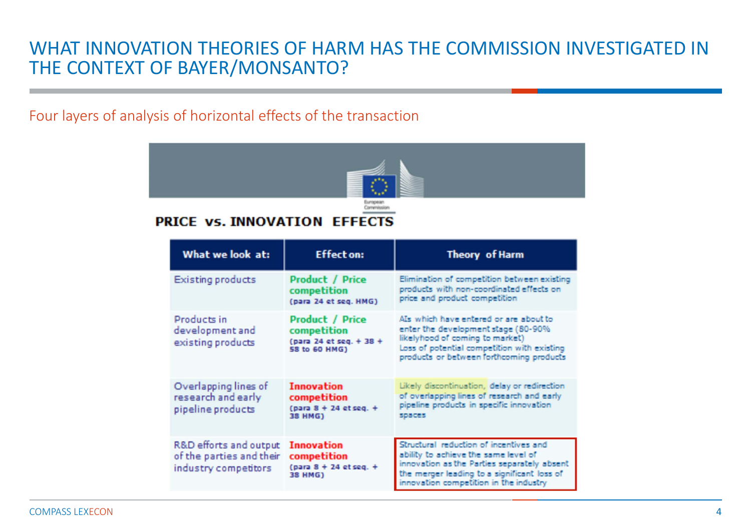# WHAT INNOVATION THEORIES OF HARM HAS THE COMMISSION INVESTIGATED IN THE CONTEXT OF BAYER/MONSANTO?

Four layers of analysis of horizontal effects of the transaction

European Commission

**PRICE vs. INNOVATION EFFECTS**

| What we look at: | Effect on: | Theory of Harm |
|---|---|---|
| Existing products | **Product / Price competition** (para 24 et seq. HMG) | Elimination of competition between existing products with non-coordinated effects on price and product competition |
| Products in development and existing products | **Product / Price competition** (para 24 et seq. + 38 + 58 to 60 HMG) | AIs which have entered or are about to enter the development stage (80-90% likelyhood of coming to market) Loss of potential competition with existing products or between forthcoming products |
| Overlapping lines of research and early pipeline products | **Innovation competition** (para 8 + 24 et seq. + 38 HMG) | Likely discontinuation, delay or redirection of overlapping lines of research and early pipeline products in specific innovation spaces |
| R&D efforts and output of the parties and their industry competitors | **Innovation competition** (para 8 + 24 et seq. + 38 HMG) | Structural reduction of incentives and ability to achieve the same level of innovation as the Parties separately absent the merger leading to a significant loss of innovation competition in the industry |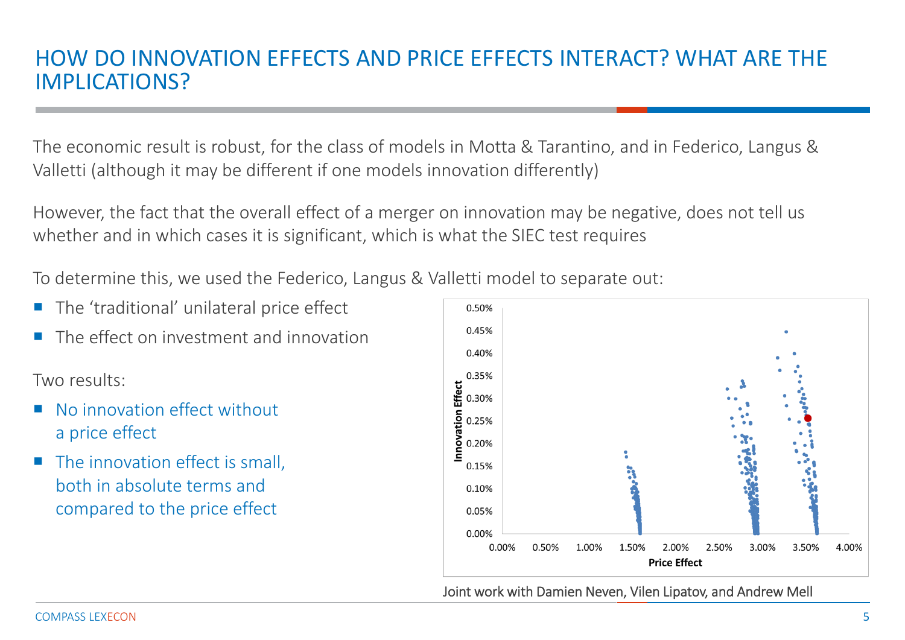# HOW DO INNOVATION EFFECTS AND PRICE EFFECTS INTERACT? WHAT ARE THE IMPLICATIONS?

The economic result is robust, for the class of models in Motta & Tarantino, and in Federico, Langus & Valletti (although it may be different if one models innovation differently)

However, the fact that the overall effect of a merger on innovation may be negative, does not tell us whether and in which cases it is significant, which is what the SIEC test requires

To determine this, we used the Federico, Langus & Valletti model to separate out:

- The 'traditional' unilateral price effect
- The effect on investment and innovation

Two results:

- No innovation effect without a price effect
- The innovation effect is small, both in absolute terms and compared to the price effect

Joint work with Damien Neven, Vilen Lipatov, and Andrew Mell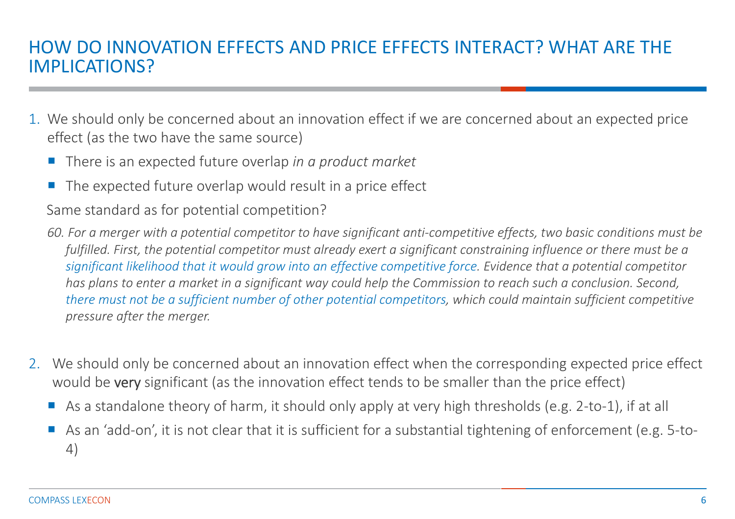# HOW DO INNOVATION EFFECTS AND PRICE EFFECTS INTERACT? WHAT ARE THE IMPLICATIONS?

1. We should only be concerned about an innovation effect if we are concerned about an expected price effect (as the two have the same source)
   - There is an expected future overlap *in a product market*
   - The expected future overlap would result in a price effect

   Same standard as for potential competition?

   *60. For a merger with a potential competitor to have significant anti-competitive effects, two basic conditions must be fulfilled. First, the potential competitor must already exert a significant constraining influence or there must be a significant likelihood that it would grow into an effective competitive force. Evidence that a potential competitor has plans to enter a market in a significant way could help the Commission to reach such a conclusion. Second, there must not be a sufficient number of other potential competitors, which could maintain sufficient competitive pressure after the merger.*

2. We should only be concerned about an innovation effect when the corresponding expected price effect would be **very** significant (as the innovation effect tends to be smaller than the price effect)
   - As a standalone theory of harm, it should only apply at very high thresholds (e.g. 2-to-1), if at all
   - As an 'add-on', it is not clear that it is sufficient for a substantial tightening of enforcement (e.g. 5-to-4)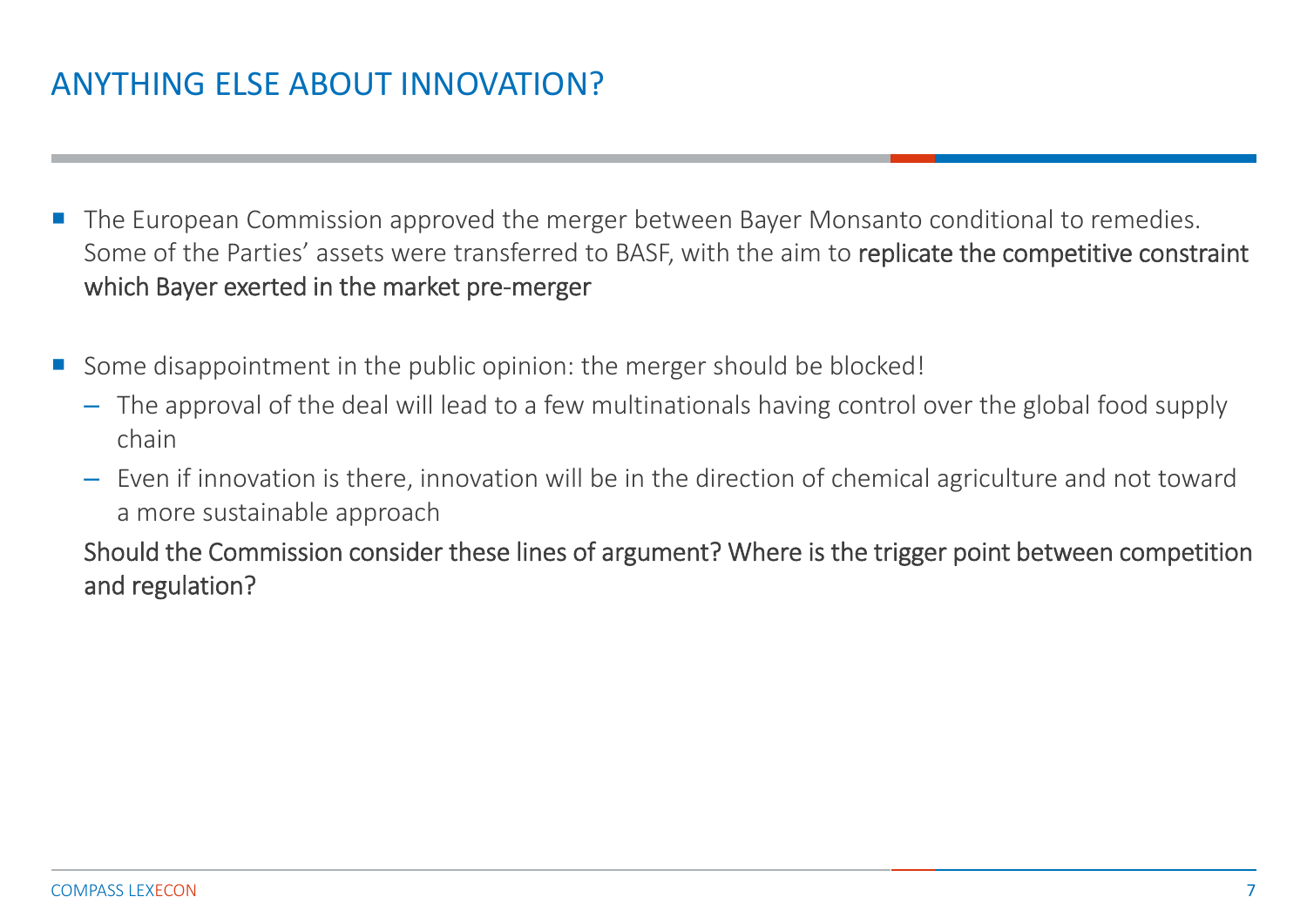# ANYTHING ELSE ABOUT INNOVATION?

- The European Commission approved the merger between Bayer Monsanto conditional to remedies. Some of the Parties' assets were transferred to BASF, with the aim to **replicate the competitive constraint which Bayer exerted in the market pre-merger**
- Some disappointment in the public opinion: the merger should be blocked!
  - The approval of the deal will lead to a few multinationals having control over the global food supply chain
  - Even if innovation is there, innovation will be in the direction of chemical agriculture and not toward a more sustainable approach

  **Should the Commission consider these lines of argument? Where is the trigger point between competition and regulation?**